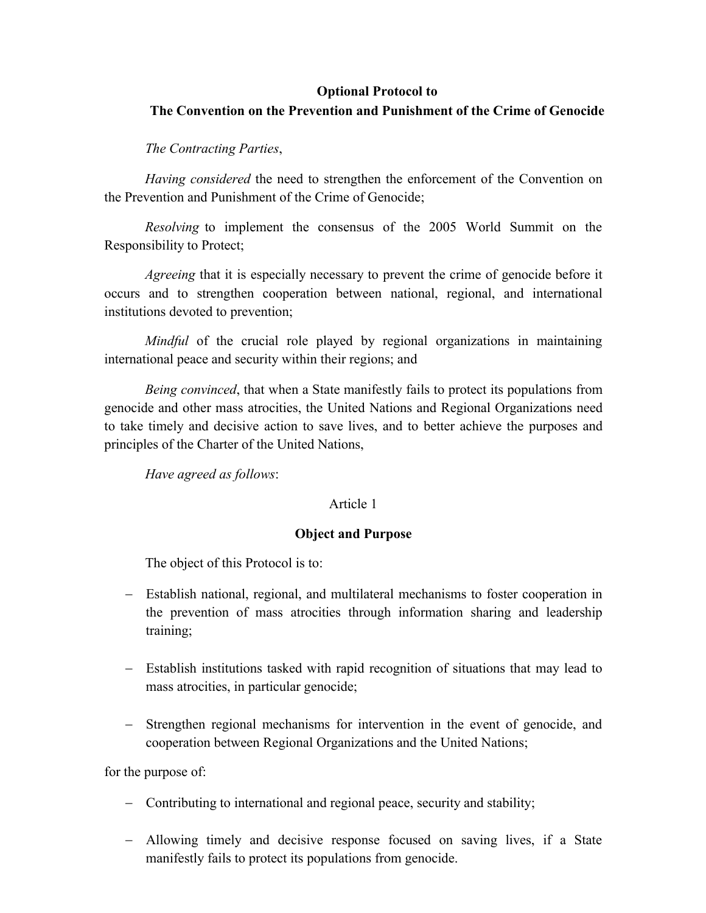# Optional Protocol to
# The Convention on the Prevention and Punishment of the Crime of Genocide

*The Contracting Parties*,

*Having considered* the need to strengthen the enforcement of the Convention on the Prevention and Punishment of the Crime of Genocide;

*Resolving* to implement the consensus of the 2005 World Summit on the Responsibility to Protect;

*Agreeing* that it is especially necessary to prevent the crime of genocide before it occurs and to strengthen cooperation between national, regional, and international institutions devoted to prevention;

*Mindful* of the crucial role played by regional organizations in maintaining international peace and security within their regions; and

*Being convinced*, that when a State manifestly fails to protect its populations from genocide and other mass atrocities, the United Nations and Regional Organizations need to take timely and decisive action to save lives, and to better achieve the purposes and principles of the Charter of the United Nations,

*Have agreed as follows*:

## Article 1

### Object and Purpose

The object of this Protocol is to:

- Establish national, regional, and multilateral mechanisms to foster cooperation in the prevention of mass atrocities through information sharing and leadership training;
- Establish institutions tasked with rapid recognition of situations that may lead to mass atrocities, in particular genocide;
- Strengthen regional mechanisms for intervention in the event of genocide, and cooperation between Regional Organizations and the United Nations;

for the purpose of:

- Contributing to international and regional peace, security and stability;
- Allowing timely and decisive response focused on saving lives, if a State manifestly fails to protect its populations from genocide.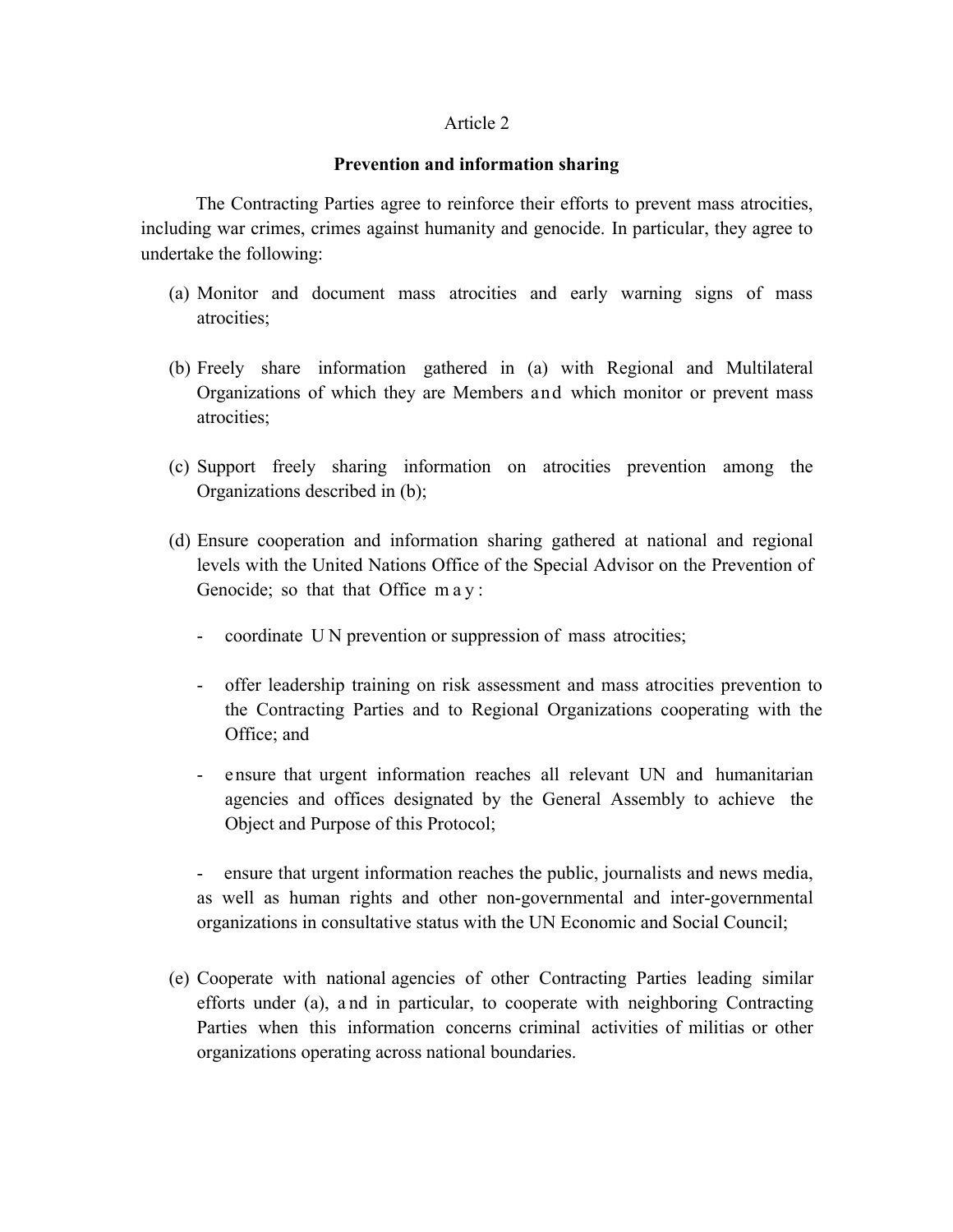## Article 2

### Prevention and information sharing

The Contracting Parties agree to reinforce their efforts to prevent mass atrocities, including war crimes, crimes against humanity and genocide. In particular, they agree to undertake the following:

(a) Monitor and document mass atrocities and early warning signs of mass atrocities;

(b) Freely share information gathered in (a) with Regional and Multilateral Organizations of which they are Members and which monitor or prevent mass atrocities;

(c) Support freely sharing information on atrocities prevention among the Organizations described in (b);

(d) Ensure cooperation and information sharing gathered at national and regional levels with the United Nations Office of the Special Advisor on the Prevention of Genocide; so that that Office may:

- coordinate UN prevention or suppression of mass atrocities;

- offer leadership training on risk assessment and mass atrocities prevention to the Contracting Parties and to Regional Organizations cooperating with the Office; and

- ensure that urgent information reaches all relevant UN and humanitarian agencies and offices designated by the General Assembly to achieve the Object and Purpose of this Protocol;

- ensure that urgent information reaches the public, journalists and news media, as well as human rights and other non-governmental and inter-governmental organizations in consultative status with the UN Economic and Social Council;

(e) Cooperate with national agencies of other Contracting Parties leading similar efforts under (a), and in particular, to cooperate with neighboring Contracting Parties when this information concerns criminal activities of militias or other organizations operating across national boundaries.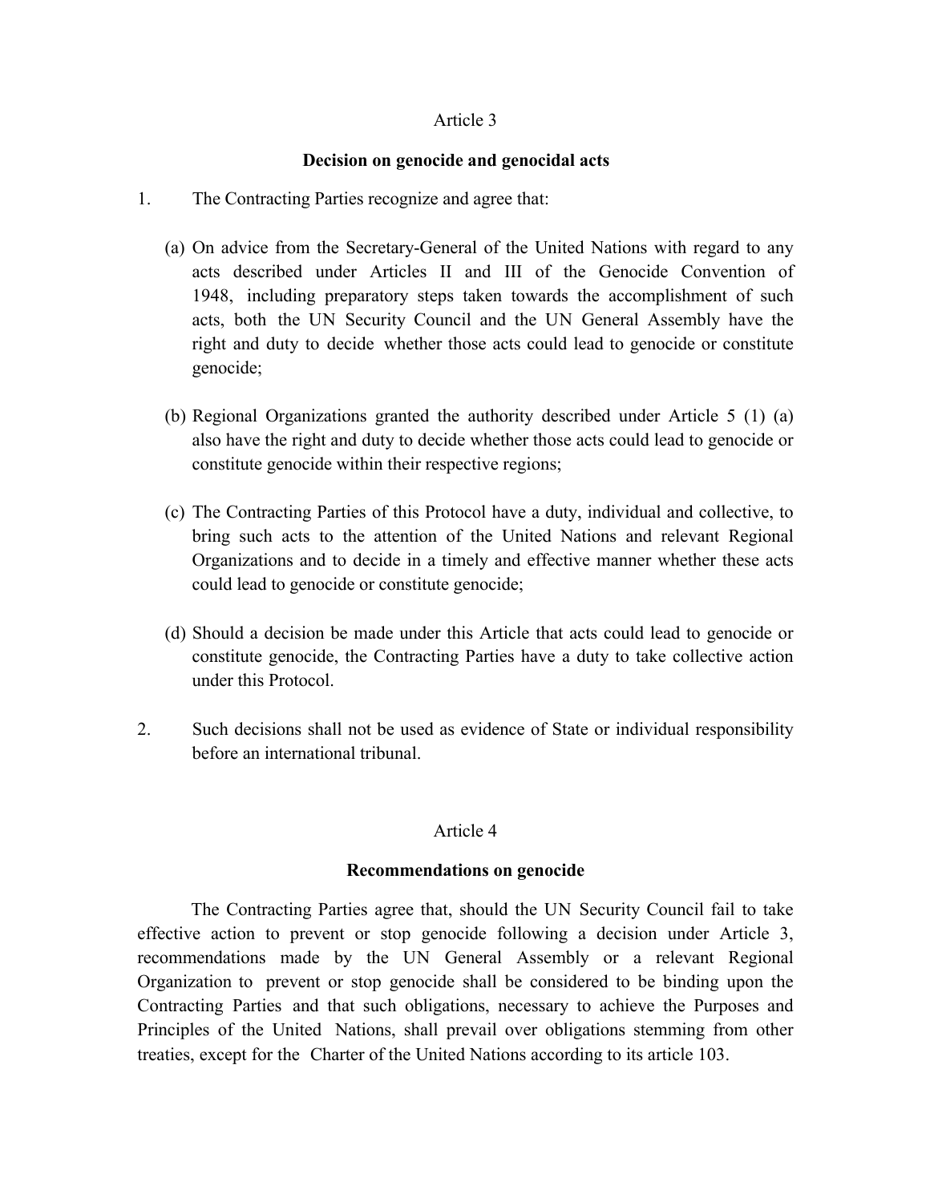## Article 3

### Decision on genocide and genocidal acts

1. The Contracting Parties recognize and agree that:

   (a) On advice from the Secretary-General of the United Nations with regard to any acts described under Articles II and III of the Genocide Convention of 1948, including preparatory steps taken towards the accomplishment of such acts, both the UN Security Council and the UN General Assembly have the right and duty to decide whether those acts could lead to genocide or constitute genocide;

   (b) Regional Organizations granted the authority described under Article 5 (1) (a) also have the right and duty to decide whether those acts could lead to genocide or constitute genocide within their respective regions;

   (c) The Contracting Parties of this Protocol have a duty, individual and collective, to bring such acts to the attention of the United Nations and relevant Regional Organizations and to decide in a timely and effective manner whether these acts could lead to genocide or constitute genocide;

   (d) Should a decision be made under this Article that acts could lead to genocide or constitute genocide, the Contracting Parties have a duty to take collective action under this Protocol.

2. Such decisions shall not be used as evidence of State or individual responsibility before an international tribunal.

## Article 4

### Recommendations on genocide

The Contracting Parties agree that, should the UN Security Council fail to take effective action to prevent or stop genocide following a decision under Article 3, recommendations made by the UN General Assembly or a relevant Regional Organization to prevent or stop genocide shall be considered to be binding upon the Contracting Parties and that such obligations, necessary to achieve the Purposes and Principles of the United Nations, shall prevail over obligations stemming from other treaties, except for the Charter of the United Nations according to its article 103.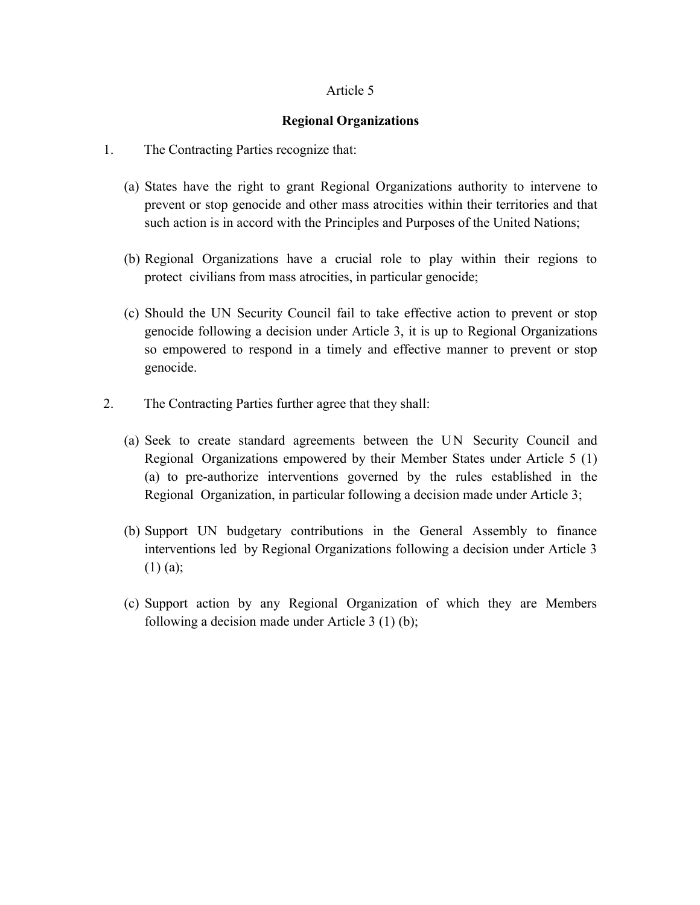Article 5

**Regional Organizations**

1. The Contracting Parties recognize that:

   (a) States have the right to grant Regional Organizations authority to intervene to prevent or stop genocide and other mass atrocities within their territories and that such action is in accord with the Principles and Purposes of the United Nations;

   (b) Regional Organizations have a crucial role to play within their regions to protect civilians from mass atrocities, in particular genocide;

   (c) Should the UN Security Council fail to take effective action to prevent or stop genocide following a decision under Article 3, it is up to Regional Organizations so empowered to respond in a timely and effective manner to prevent or stop genocide.

2. The Contracting Parties further agree that they shall:

   (a) Seek to create standard agreements between the UN Security Council and Regional Organizations empowered by their Member States under Article 5 (1) (a) to pre-authorize interventions governed by the rules established in the Regional Organization, in particular following a decision made under Article 3;

   (b) Support UN budgetary contributions in the General Assembly to finance interventions led by Regional Organizations following a decision under Article 3 (1) (a);

   (c) Support action by any Regional Organization of which they are Members following a decision made under Article 3 (1) (b);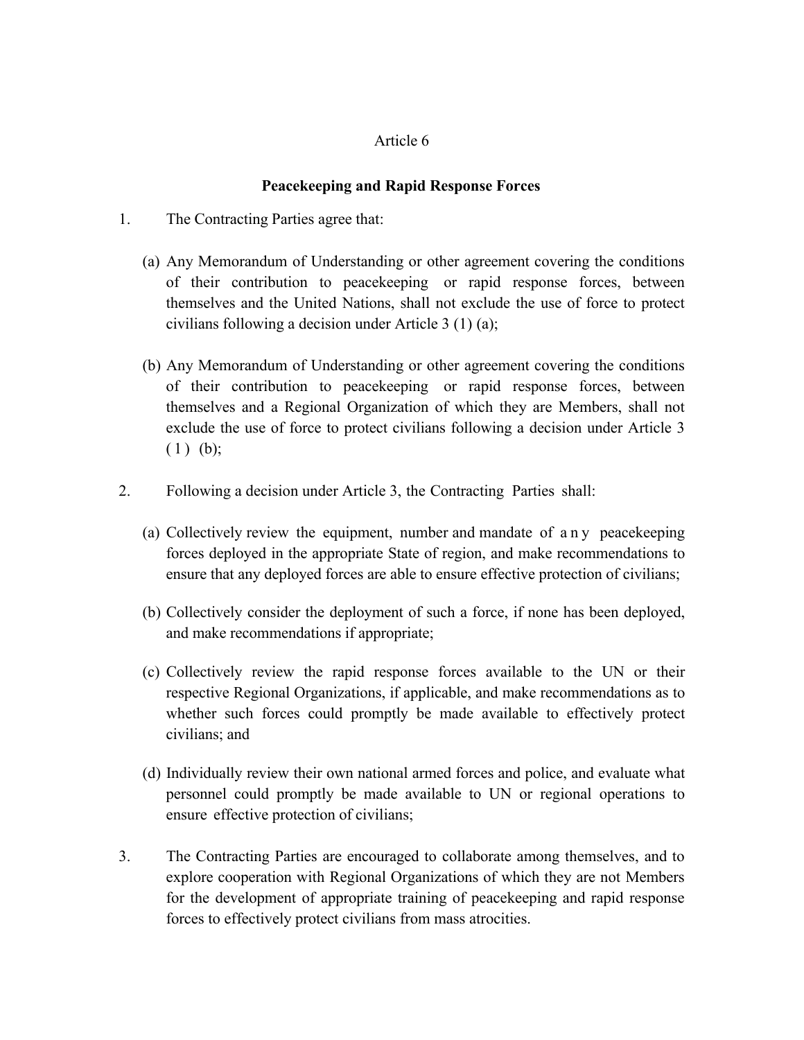Article 6

**Peacekeeping and Rapid Response Forces**

1. The Contracting Parties agree that:

   (a) Any Memorandum of Understanding or other agreement covering the conditions of their contribution to peacekeeping or rapid response forces, between themselves and the United Nations, shall not exclude the use of force to protect civilians following a decision under Article 3 (1) (a);

   (b) Any Memorandum of Understanding or other agreement covering the conditions of their contribution to peacekeeping or rapid response forces, between themselves and a Regional Organization of which they are Members, shall not exclude the use of force to protect civilians following a decision under Article 3 (1) (b);

2. Following a decision under Article 3, the Contracting Parties shall:

   (a) Collectively review the equipment, number and mandate of any peacekeeping forces deployed in the appropriate State of region, and make recommendations to ensure that any deployed forces are able to ensure effective protection of civilians;

   (b) Collectively consider the deployment of such a force, if none has been deployed, and make recommendations if appropriate;

   (c) Collectively review the rapid response forces available to the UN or their respective Regional Organizations, if applicable, and make recommendations as to whether such forces could promptly be made available to effectively protect civilians; and

   (d) Individually review their own national armed forces and police, and evaluate what personnel could promptly be made available to UN or regional operations to ensure effective protection of civilians;

3. The Contracting Parties are encouraged to collaborate among themselves, and to explore cooperation with Regional Organizations of which they are not Members for the development of appropriate training of peacekeeping and rapid response forces to effectively protect civilians from mass atrocities.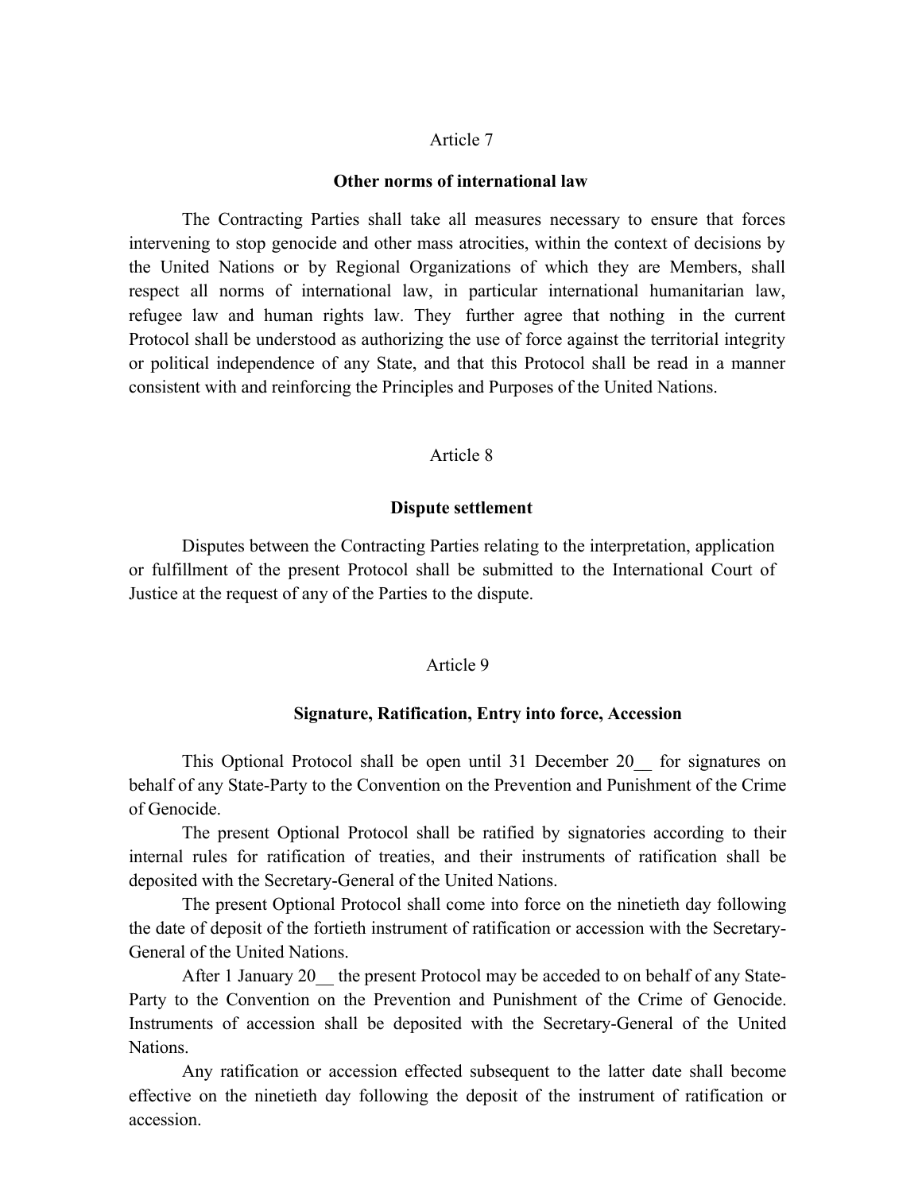## Article 7

### Other norms of international law

The Contracting Parties shall take all measures necessary to ensure that forces intervening to stop genocide and other mass atrocities, within the context of decisions by the United Nations or by Regional Organizations of which they are Members, shall respect all norms of international law, in particular international humanitarian law, refugee law and human rights law. They further agree that nothing in the current Protocol shall be understood as authorizing the use of force against the territorial integrity or political independence of any State, and that this Protocol shall be read in a manner consistent with and reinforcing the Principles and Purposes of the United Nations.

## Article 8

### Dispute settlement

Disputes between the Contracting Parties relating to the interpretation, application or fulfillment of the present Protocol shall be submitted to the International Court of Justice at the request of any of the Parties to the dispute.

## Article 9

### Signature, Ratification, Entry into force, Accession

This Optional Protocol shall be open until 31 December 20__ for signatures on behalf of any State-Party to the Convention on the Prevention and Punishment of the Crime of Genocide.

The present Optional Protocol shall be ratified by signatories according to their internal rules for ratification of treaties, and their instruments of ratification shall be deposited with the Secretary-General of the United Nations.

The present Optional Protocol shall come into force on the ninetieth day following the date of deposit of the fortieth instrument of ratification or accession with the Secretary-General of the United Nations.

After 1 January 20__ the present Protocol may be acceded to on behalf of any State-Party to the Convention on the Prevention and Punishment of the Crime of Genocide. Instruments of accession shall be deposited with the Secretary-General of the United Nations.

Any ratification or accession effected subsequent to the latter date shall become effective on the ninetieth day following the deposit of the instrument of ratification or accession.